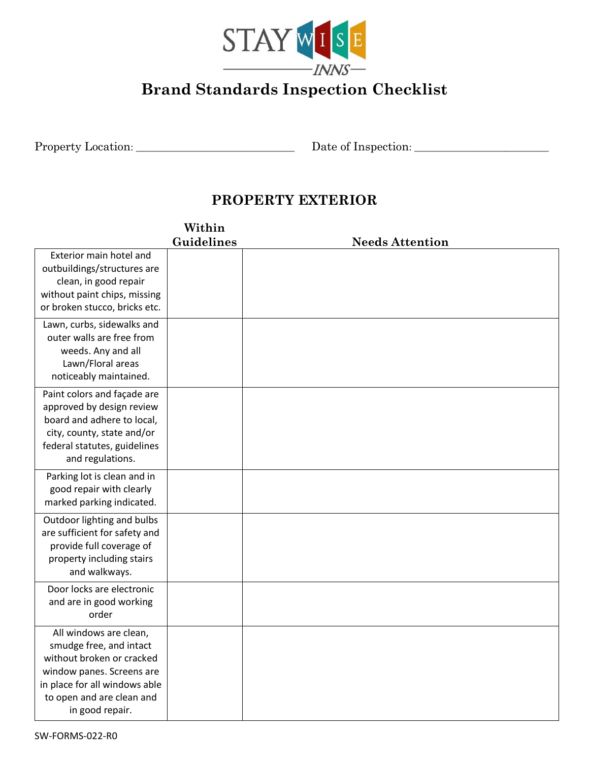STAY WISE INNS

# Brand Standards Inspection Checklist

Property Location: ____________________________ Date of Inspection: ________________________

## PROPERTY EXTERIOR

| | Within Guidelines | Needs Attention |
|---|---|---|
| Exterior main hotel and outbuildings/structures are clean, in good repair without paint chips, missing or broken stucco, bricks etc. | | |
| Lawn, curbs, sidewalks and outer walls are free from weeds. Any and all Lawn/Floral areas noticeably maintained. | | |
| Paint colors and façade are approved by design review board and adhere to local, city, county, state and/or federal statutes, guidelines and regulations. | | |
| Parking lot is clean and in good repair with clearly marked parking indicated. | | |
| Outdoor lighting and bulbs are sufficient for safety and provide full coverage of property including stairs and walkways. | | |
| Door locks are electronic and are in good working order | | |
| All windows are clean, smudge free, and intact without broken or cracked window panes. Screens are in place for all windows able to open and are clean and in good repair. | | |

SW-FORMS-022-R0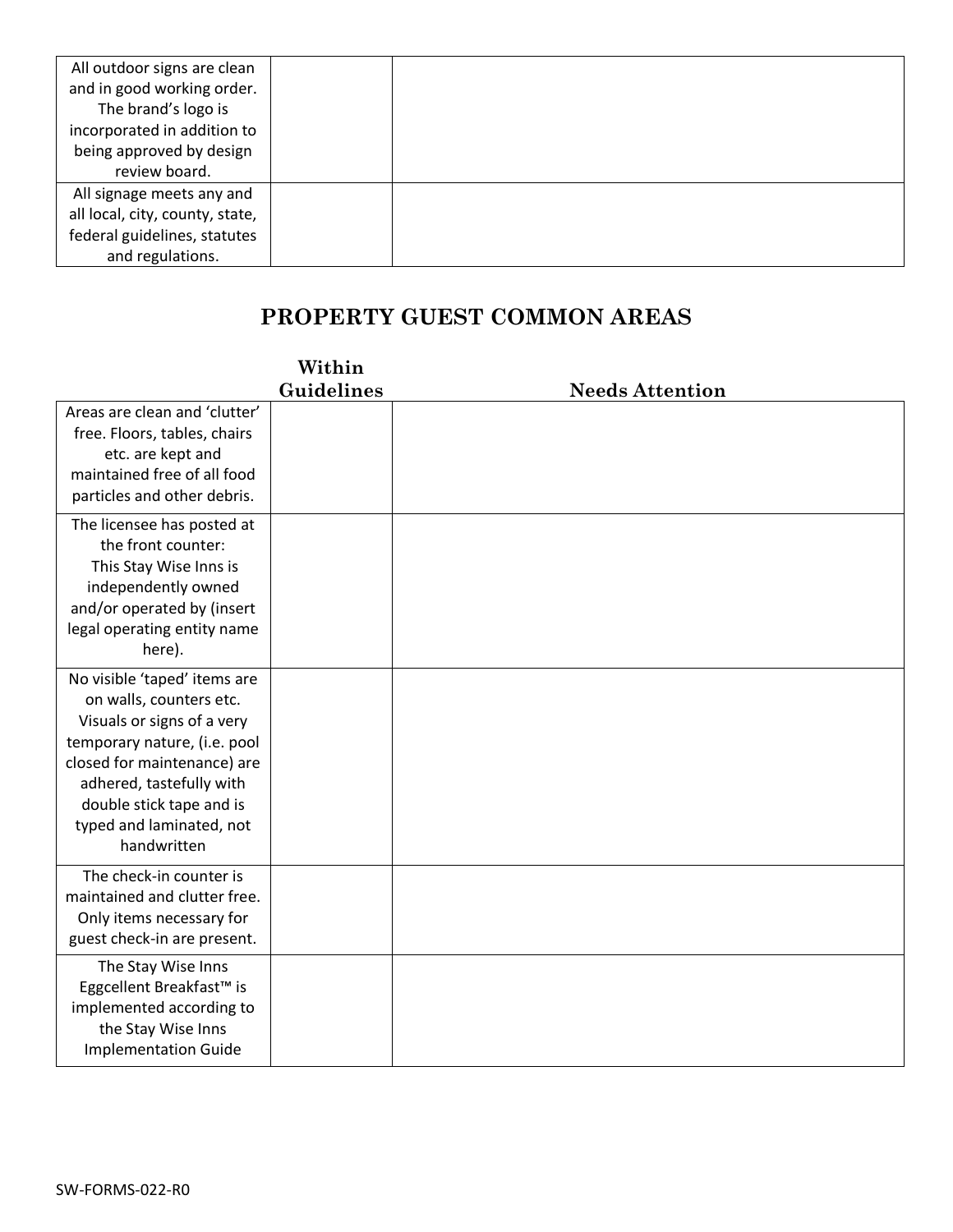| | | |
|---|---|---|
| All outdoor signs are clean and in good working order. The brand's logo is incorporated in addition to being approved by design review board. | | |
| All signage meets any and all local, city, county, state, federal guidelines, statutes and regulations. | | |

## PROPERTY GUEST COMMON AREAS

| | Within Guidelines | Needs Attention |
|---|---|---|
| Areas are clean and 'clutter' free. Floors, tables, chairs etc. are kept and maintained free of all food particles and other debris. | | |
| The licensee has posted at the front counter: This Stay Wise Inns is independently owned and/or operated by (insert legal operating entity name here). | | |
| No visible 'taped' items are on walls, counters etc. Visuals or signs of a very temporary nature, (i.e. pool closed for maintenance) are adhered, tastefully with double stick tape and is typed and laminated, not handwritten | | |
| The check-in counter is maintained and clutter free. Only items necessary for guest check-in are present. | | |
| The Stay Wise Inns Eggcellent Breakfast™ is implemented according to the Stay Wise Inns Implementation Guide | | |

SW-FORMS-022-R0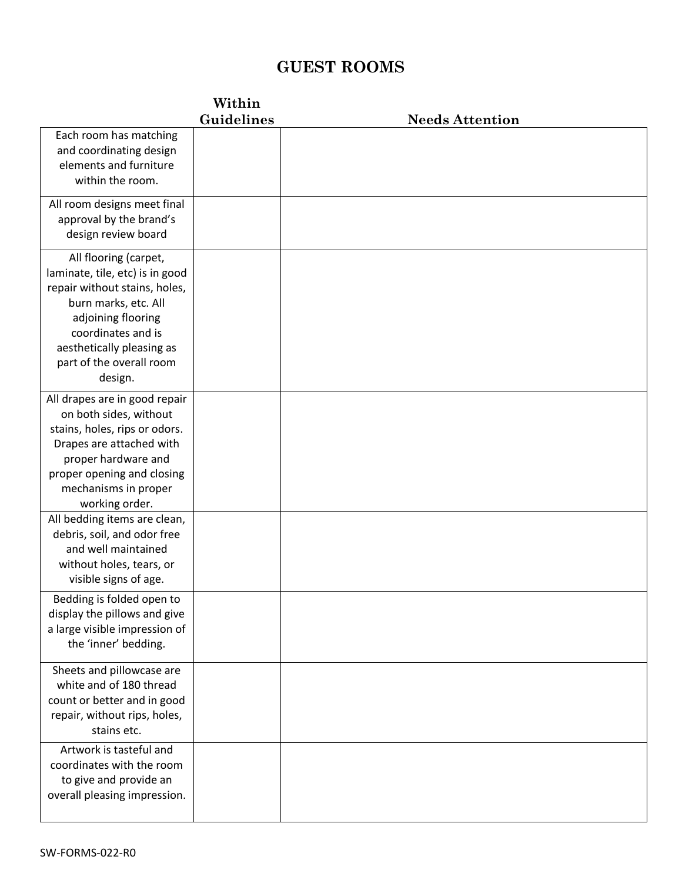# GUEST ROOMS

| | Within Guidelines | Needs Attention |
|---|---|---|
| Each room has matching and coordinating design elements and furniture within the room. | | |
| All room designs meet final approval by the brand's design review board | | |
| All flooring (carpet, laminate, tile, etc) is in good repair without stains, holes, burn marks, etc. All adjoining flooring coordinates and is aesthetically pleasing as part of the overall room design. | | |
| All drapes are in good repair on both sides, without stains, holes, rips or odors. Drapes are attached with proper hardware and proper opening and closing mechanisms in proper working order. | | |
| All bedding items are clean, debris, soil, and odor free and well maintained without holes, tears, or visible signs of age. | | |
| Bedding is folded open to display the pillows and give a large visible impression of the 'inner' bedding. | | |
| Sheets and pillowcase are white and of 180 thread count or better and in good repair, without rips, holes, stains etc. | | |
| Artwork is tasteful and coordinates with the room to give and provide an overall pleasing impression. | | |

SW-FORMS-022-R0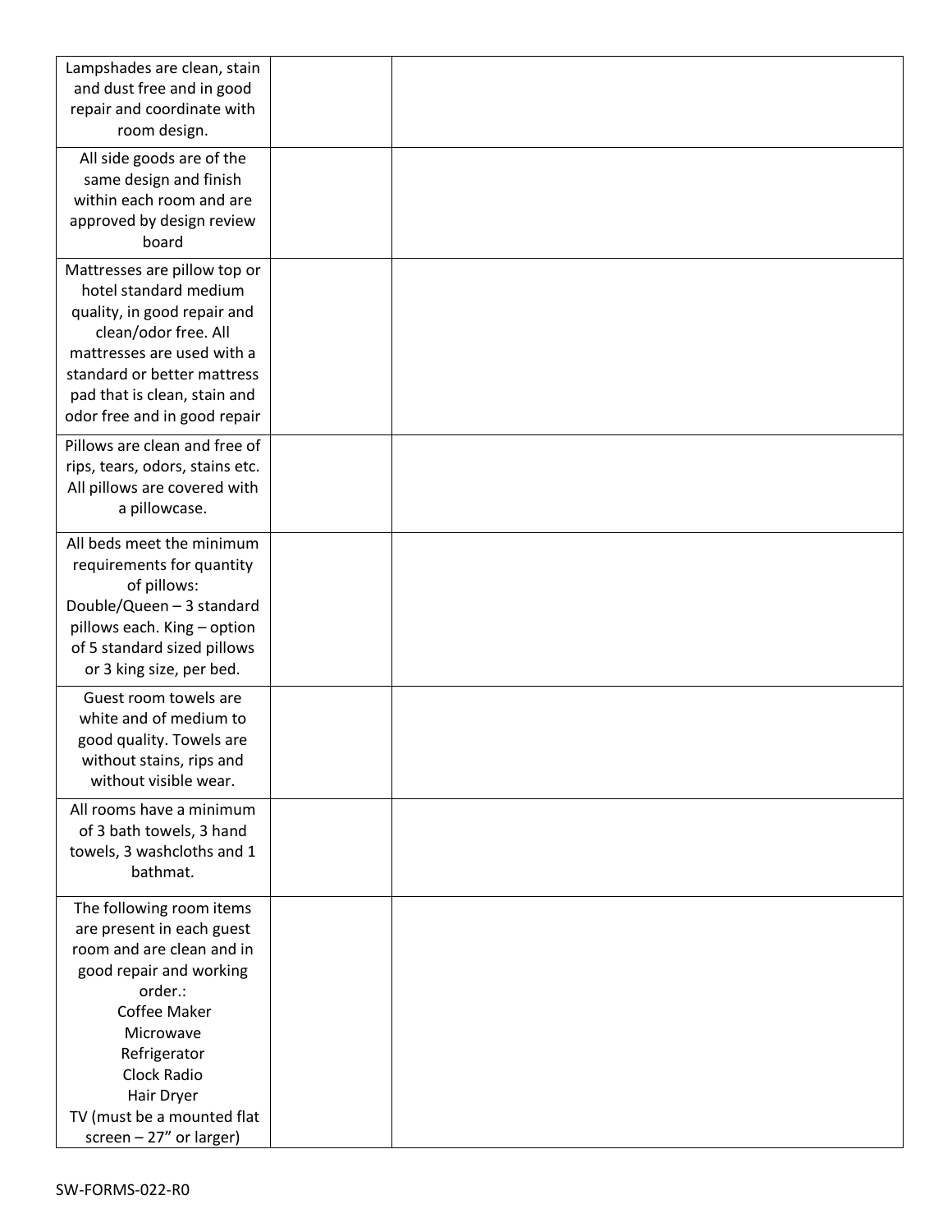| | | |
|---|---|---|
| Lampshades are clean, stain and dust free and in good repair and coordinate with room design. | | |
| All side goods are of the same design and finish within each room and are approved by design review board | | |
| Mattresses are pillow top or hotel standard medium quality, in good repair and clean/odor free. All mattresses are used with a standard or better mattress pad that is clean, stain and odor free and in good repair | | |
| Pillows are clean and free of rips, tears, odors, stains etc. All pillows are covered with a pillowcase. | | |
| All beds meet the minimum requirements for quantity of pillows: Double/Queen – 3 standard pillows each. King – option of 5 standard sized pillows or 3 king size, per bed. | | |
| Guest room towels are white and of medium to good quality. Towels are without stains, rips and without visible wear. | | |
| All rooms have a minimum of 3 bath towels, 3 hand towels, 3 washcloths and 1 bathmat. | | |
| The following room items are present in each guest room and are clean and in good repair and working order.: Coffee Maker Microwave Refrigerator Clock Radio Hair Dryer TV (must be a mounted flat screen – 27" or larger) | | |

SW-FORMS-022-R0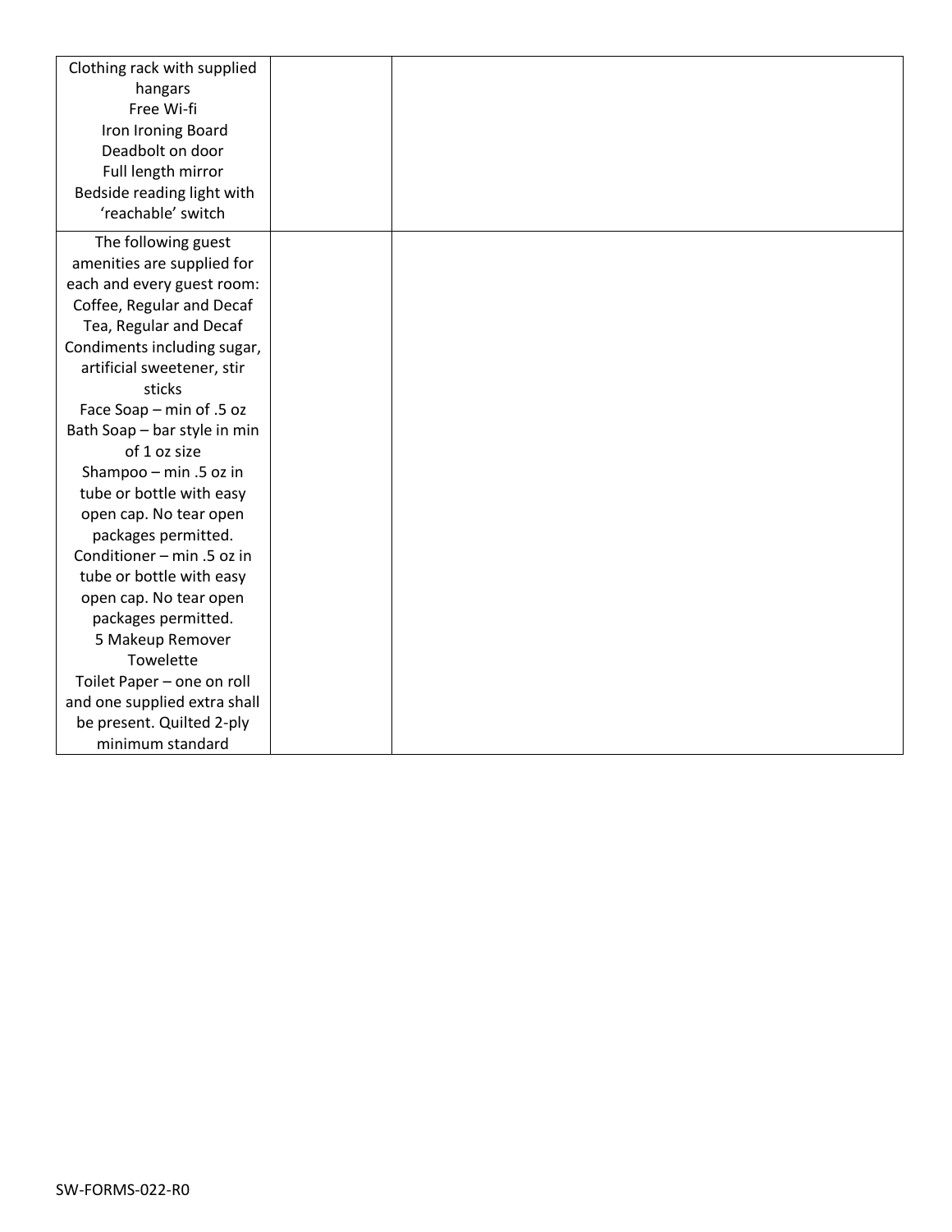| | | |
|---|---|---|
| Clothing rack with supplied hangars<br>Free Wi-fi<br>Iron Ironing Board<br>Deadbolt on door<br>Full length mirror<br>Bedside reading light with 'reachable' switch | | |
| The following guest amenities are supplied for each and every guest room:<br>Coffee, Regular and Decaf<br>Tea, Regular and Decaf<br>Condiments including sugar, artificial sweetener, stir sticks<br>Face Soap – min of .5 oz<br>Bath Soap – bar style in min of 1 oz size<br>Shampoo – min .5 oz in tube or bottle with easy open cap. No tear open packages permitted.<br>Conditioner – min .5 oz in tube or bottle with easy open cap. No tear open packages permitted.<br>5 Makeup Remover Towelette<br>Toilet Paper – one on roll and one supplied extra shall be present. Quilted 2-ply minimum standard | | |

SW-FORMS-022-R0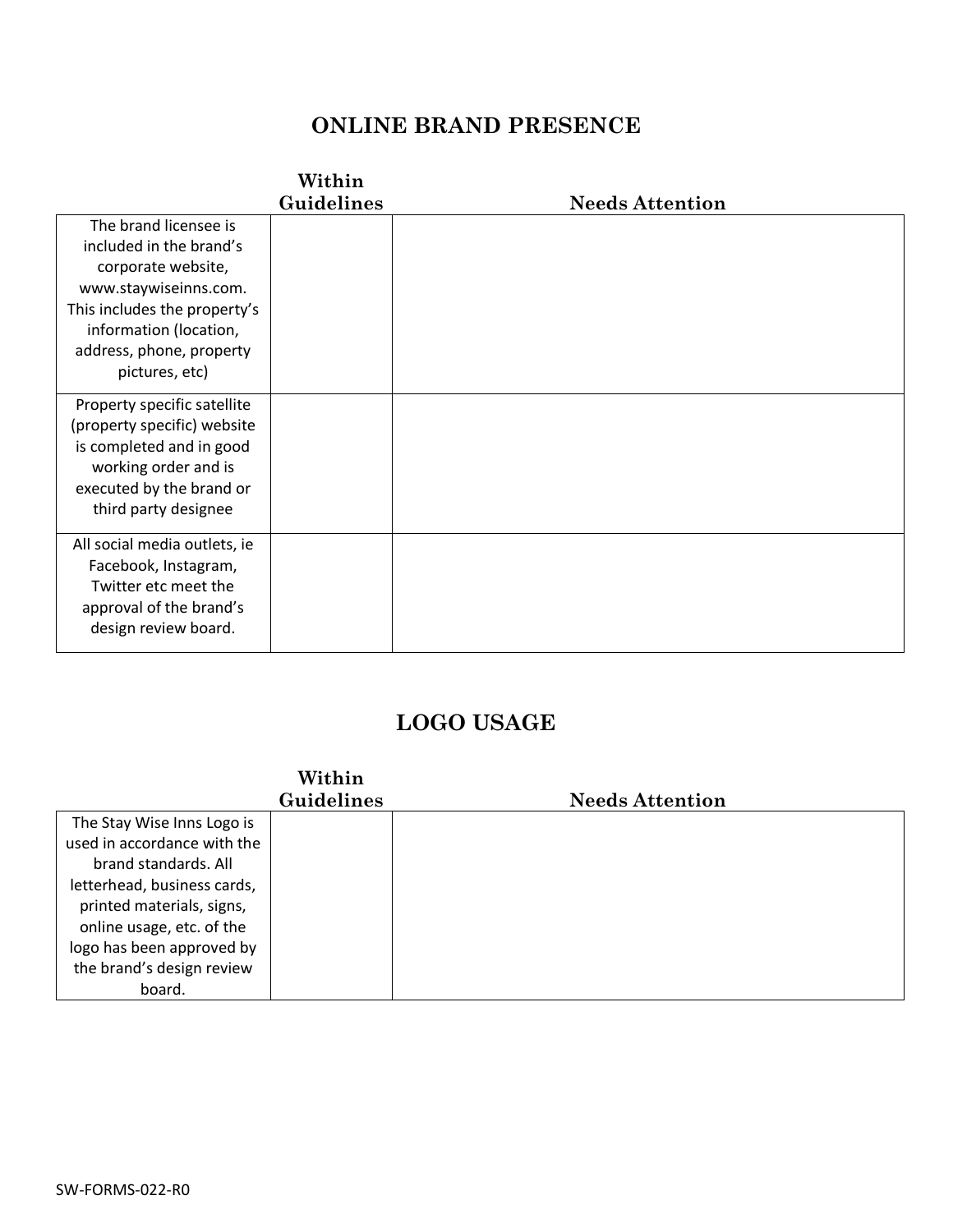## ONLINE BRAND PRESENCE

| | Within Guidelines | Needs Attention |
|---|---|---|
| The brand licensee is included in the brand's corporate website, www.staywiseinns.com. This includes the property's information (location, address, phone, property pictures, etc) | | |
| Property specific satellite (property specific) website is completed and in good working order and is executed by the brand or third party designee | | |
| All social media outlets, ie Facebook, Instagram, Twitter etc meet the approval of the brand's design review board. | | |

## LOGO USAGE

| | Within Guidelines | Needs Attention |
|---|---|---|
| The Stay Wise Inns Logo is used in accordance with the brand standards. All letterhead, business cards, printed materials, signs, online usage, etc. of the logo has been approved by the brand's design review board. | | |

SW-FORMS-022-R0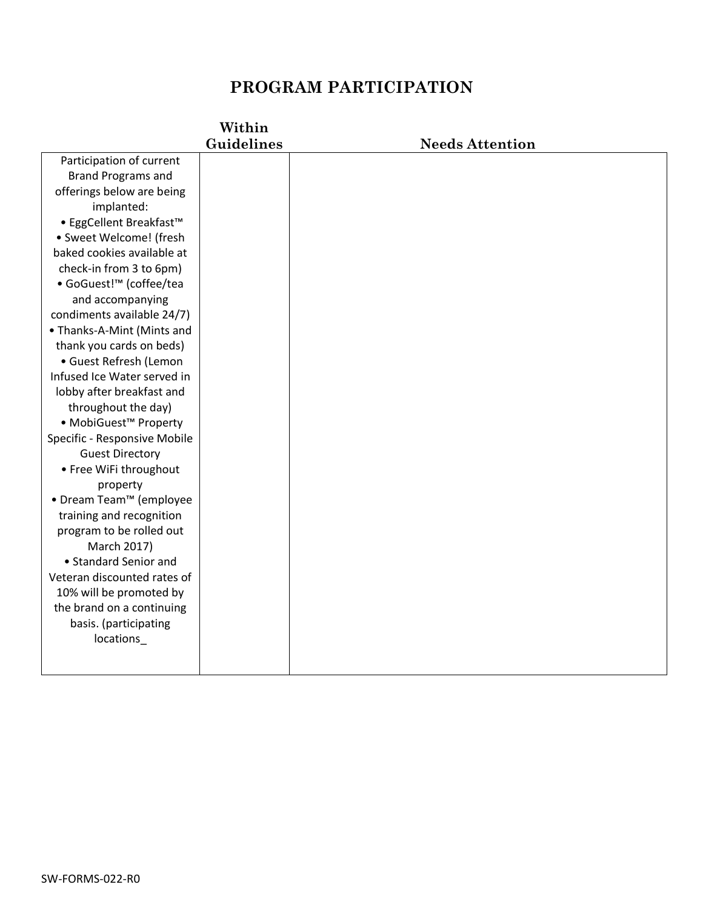# PROGRAM PARTICIPATION

| | Within Guidelines | Needs Attention |
|---|---|---|
| Participation of current Brand Programs and offerings below are being implanted:<br>• EggCellent Breakfast™<br>• Sweet Welcome! (fresh baked cookies available at check-in from 3 to 6pm)<br>• GoGuest!™ (coffee/tea and accompanying condiments available 24/7)<br>• Thanks-A-Mint (Mints and thank you cards on beds)<br>• Guest Refresh (Lemon Infused Ice Water served in lobby after breakfast and throughout the day)<br>• MobiGuest™ Property Specific - Responsive Mobile Guest Directory<br>• Free WiFi throughout property<br>• Dream Team™ (employee training and recognition program to be rolled out March 2017)<br>• Standard Senior and Veteran discounted rates of 10% will be promoted by the brand on a continuing basis. (participating locations_ | | |

SW-FORMS-022-R0